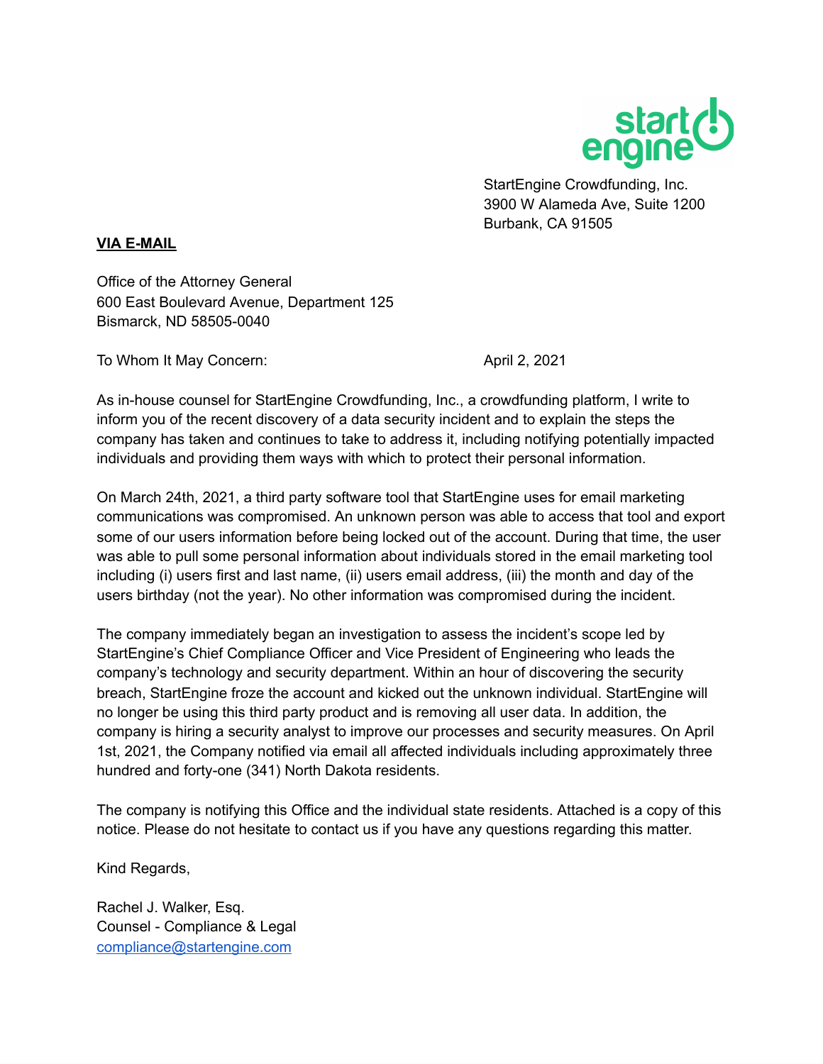StartEngine Crowdfunding, Inc.
3900 W Alameda Ave, Suite 1200
Burbank, CA 91505

**VIA E-MAIL**

Office of the Attorney General
600 East Boulevard Avenue, Department 125
Bismarck, ND 58505-0040

To Whom It May Concern:

April 2, 2021

As in-house counsel for StartEngine Crowdfunding, Inc., a crowdfunding platform, I write to inform you of the recent discovery of a data security incident and to explain the steps the company has taken and continues to take to address it, including notifying potentially impacted individuals and providing them ways with which to protect their personal information.

On March 24th, 2021, a third party software tool that StartEngine uses for email marketing communications was compromised. An unknown person was able to access that tool and export some of our users information before being locked out of the account. During that time, the user was able to pull some personal information about individuals stored in the email marketing tool including (i) users first and last name, (ii) users email address, (iii) the month and day of the users birthday (not the year). No other information was compromised during the incident.

The company immediately began an investigation to assess the incident's scope led by StartEngine's Chief Compliance Officer and Vice President of Engineering who leads the company's technology and security department. Within an hour of discovering the security breach, StartEngine froze the account and kicked out the unknown individual. StartEngine will no longer be using this third party product and is removing all user data. In addition, the company is hiring a security analyst to improve our processes and security measures. On April 1st, 2021, the Company notified via email all affected individuals including approximately three hundred and forty-one (341) North Dakota residents.

The company is notifying this Office and the individual state residents. Attached is a copy of this notice. Please do not hesitate to contact us if you have any questions regarding this matter.

Kind Regards,

Rachel J. Walker, Esq.
Counsel - Compliance & Legal
compliance@startengine.com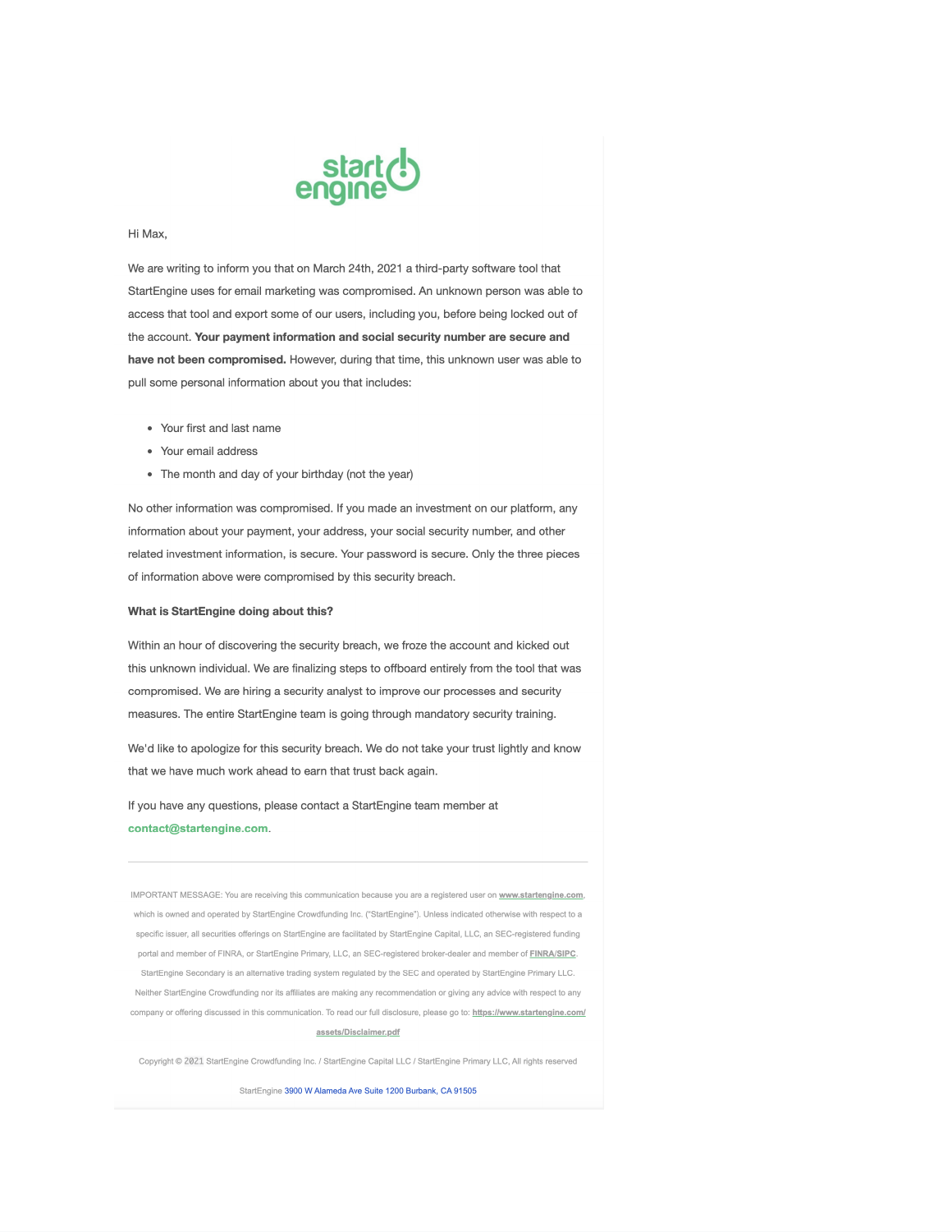Hi Max,

We are writing to inform you that on March 24th, 2021 a third-party software tool that StartEngine uses for email marketing was compromised. An unknown person was able to access that tool and export some of our users, including you, before being locked out of the account. **Your payment information and social security number are secure and have not been compromised.** However, during that time, this unknown user was able to pull some personal information about you that includes:

- Your first and last name
- Your email address
- The month and day of your birthday (not the year)

No other information was compromised. If you made an investment on our platform, any information about your payment, your address, your social security number, and other related investment information, is secure. Your password is secure. Only the three pieces of information above were compromised by this security breach.

**What is StartEngine doing about this?**

Within an hour of discovering the security breach, we froze the account and kicked out this unknown individual. We are finalizing steps to offboard entirely from the tool that was compromised. We are hiring a security analyst to improve our processes and security measures. The entire StartEngine team is going through mandatory security training.

We'd like to apologize for this security breach. We do not take your trust lightly and know that we have much work ahead to earn that trust back again.

If you have any questions, please contact a StartEngine team member at **contact@startengine.com**.

---

IMPORTANT MESSAGE: You are receiving this communication because you are a registered user on **www.startengine.com**, which is owned and operated by StartEngine Crowdfunding Inc. ("StartEngine"). Unless indicated otherwise with respect to a specific issuer, all securities offerings on StartEngine are facilitated by StartEngine Capital, LLC, an SEC-registered funding portal and member of FINRA, or StartEngine Primary, LLC, an SEC-registered broker-dealer and member of **FINRA/SIPC**. StartEngine Secondary is an alternative trading system regulated by the SEC and operated by StartEngine Primary LLC. Neither StartEngine Crowdfunding nor its affiliates are making any recommendation or giving any advice with respect to any company or offering discussed in this communication. To read our full disclosure, please go to: **https://www.startengine.com/assets/Disclaimer.pdf**

Copyright © 2021 StartEngine Crowdfunding Inc. / StartEngine Capital LLC / StartEngine Primary LLC, All rights reserved

StartEngine 3900 W Alameda Ave Suite 1200 Burbank, CA 91505